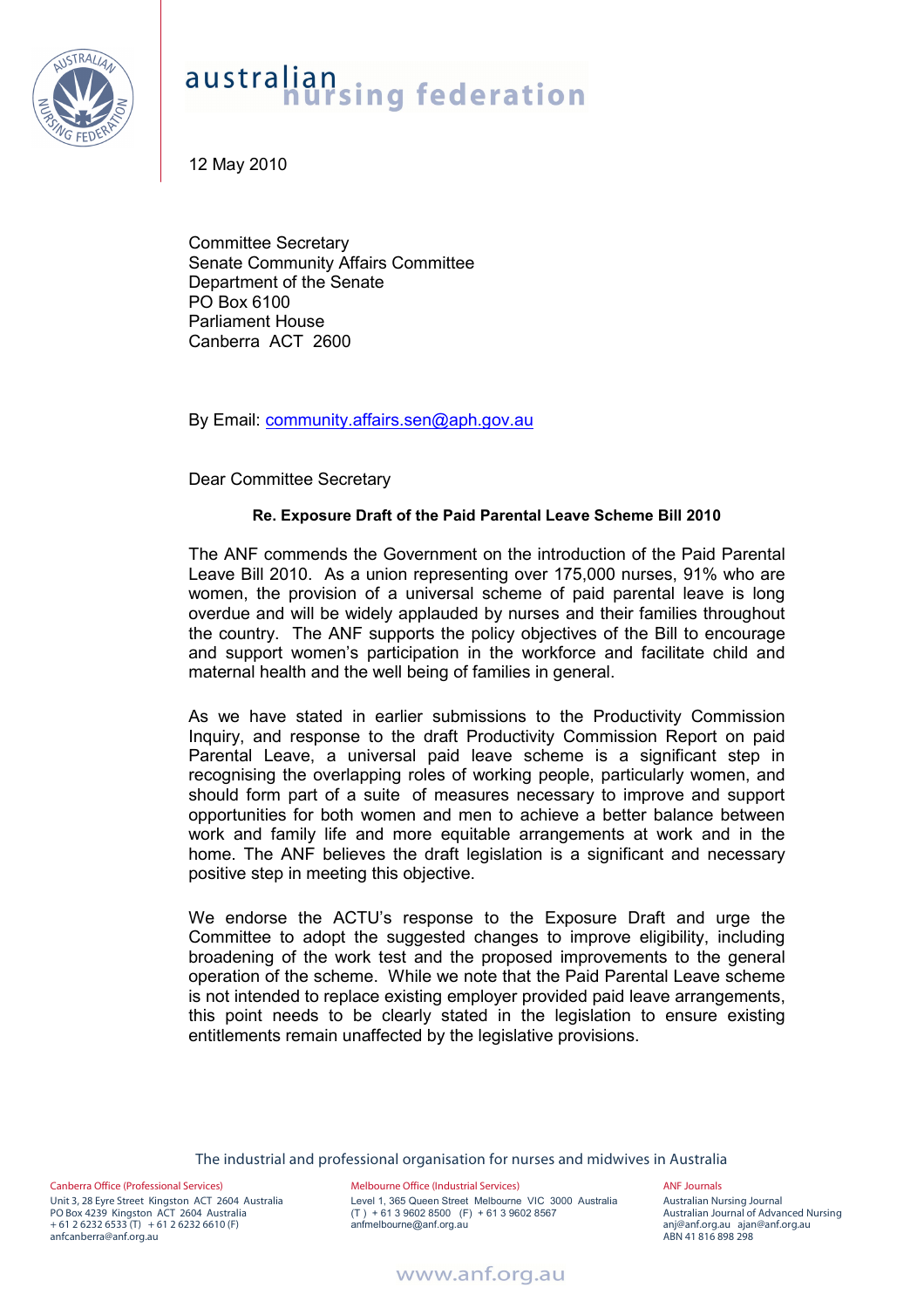# australian nursing federation

12 May 2010

Committee Secretary
Senate Community Affairs Committee
Department of the Senate
PO Box 6100
Parliament House
Canberra ACT 2600

By Email: community.affairs.sen@aph.gov.au

Dear Committee Secretary

**Re. Exposure Draft of the Paid Parental Leave Scheme Bill 2010**

The ANF commends the Government on the introduction of the Paid Parental Leave Bill 2010. As a union representing over 175,000 nurses, 91% who are women, the provision of a universal scheme of paid parental leave is long overdue and will be widely applauded by nurses and their families throughout the country. The ANF supports the policy objectives of the Bill to encourage and support women's participation in the workforce and facilitate child and maternal health and the well being of families in general.

As we have stated in earlier submissions to the Productivity Commission Inquiry, and response to the draft Productivity Commission Report on paid Parental Leave, a universal paid leave scheme is a significant step in recognising the overlapping roles of working people, particularly women, and should form part of a suite of measures necessary to improve and support opportunities for both women and men to achieve a better balance between work and family life and more equitable arrangements at work and in the home. The ANF believes the draft legislation is a significant and necessary positive step in meeting this objective.

We endorse the ACTU's response to the Exposure Draft and urge the Committee to adopt the suggested changes to improve eligibility, including broadening of the work test and the proposed improvements to the general operation of the scheme. While we note that the Paid Parental Leave scheme is not intended to replace existing employer provided paid leave arrangements, this point needs to be clearly stated in the legislation to ensure existing entitlements remain unaffected by the legislative provisions.

The industrial and professional organisation for nurses and midwives in Australia

Canberra Office (Professional Services)
Unit 3, 28 Eyre Street Kingston ACT 2604 Australia
PO Box 4239 Kingston ACT 2604 Australia
+ 61 2 6232 6533 (T) + 61 2 6232 6610 (F)
anfcanberra@anf.org.au

Melbourne Office (Industrial Services)
Level 1, 365 Queen Street Melbourne VIC 3000 Australia
(T) + 61 3 9602 8500 (F) + 61 3 9602 8567
anfmelbourne@anf.org.au

ANF Journals
Australian Nursing Journal
Australian Journal of Advanced Nursing
anj@anf.org.au ajan@anf.org.au
ABN 41 816 898 298

www.anf.org.au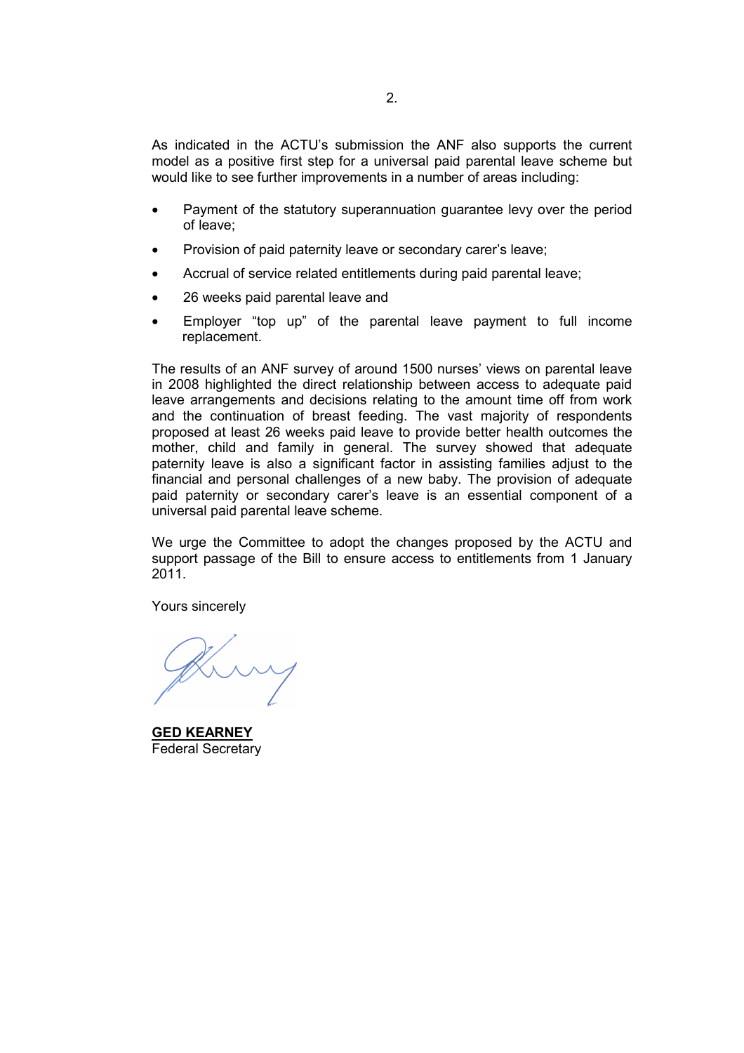As indicated in the ACTU's submission the ANF also supports the current model as a positive first step for a universal paid parental leave scheme but would like to see further improvements in a number of areas including:

- Payment of the statutory superannuation guarantee levy over the period of leave;
- Provision of paid paternity leave or secondary carer's leave;
- Accrual of service related entitlements during paid parental leave;
- 26 weeks paid parental leave and
- Employer "top up" of the parental leave payment to full income replacement.

The results of an ANF survey of around 1500 nurses' views on parental leave in 2008 highlighted the direct relationship between access to adequate paid leave arrangements and decisions relating to the amount time off from work and the continuation of breast feeding. The vast majority of respondents proposed at least 26 weeks paid leave to provide better health outcomes the mother, child and family in general. The survey showed that adequate paternity leave is also a significant factor in assisting families adjust to the financial and personal challenges of a new baby. The provision of adequate paid paternity or secondary carer's leave is an essential component of a universal paid parental leave scheme.

We urge the Committee to adopt the changes proposed by the ACTU and support passage of the Bill to ensure access to entitlements from 1 January 2011.

Yours sincerely

**GED KEARNEY**
Federal Secretary